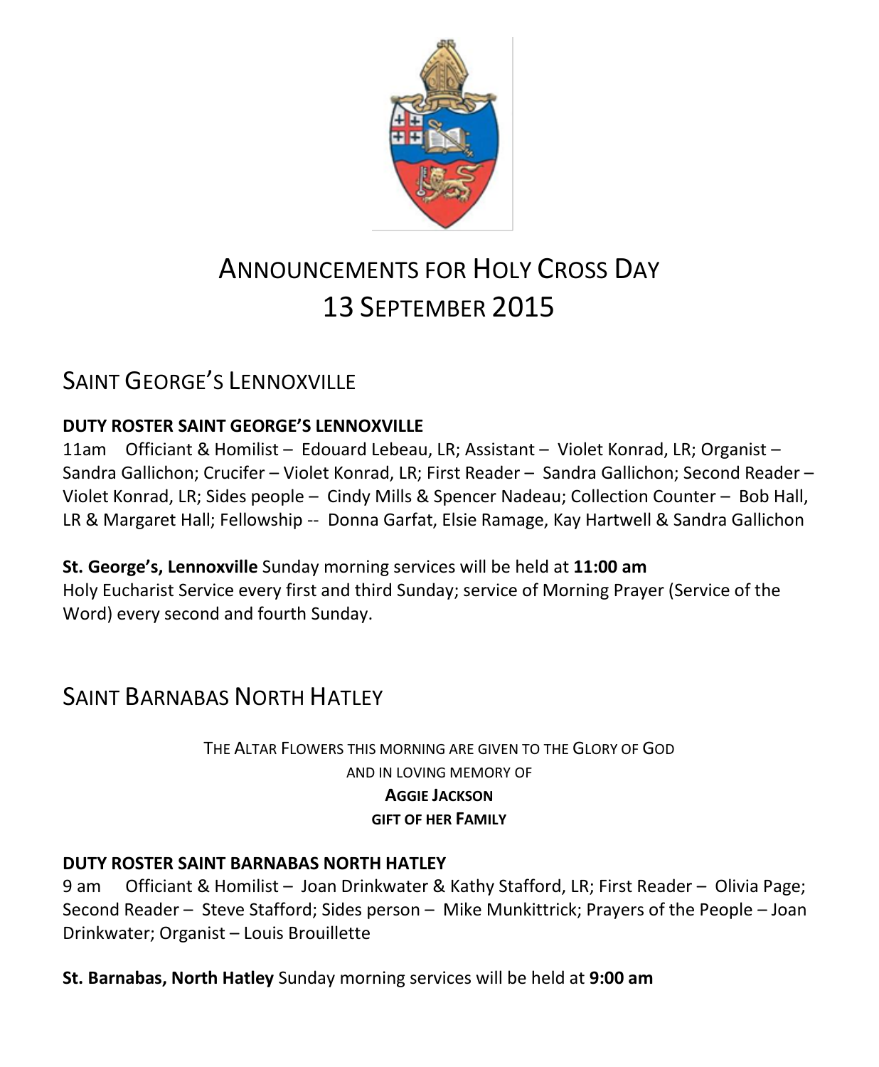# ANNOUNCEMENTS FOR HOLY CROSS DAY
# 13 SEPTEMBER 2015

## SAINT GEORGE'S LENNOXVILLE

**DUTY ROSTER SAINT GEORGE'S LENNOXVILLE**

11am Officiant & Homilist – Edouard Lebeau, LR; Assistant – Violet Konrad, LR; Organist – Sandra Gallichon; Crucifer – Violet Konrad, LR; First Reader – Sandra Gallichon; Second Reader – Violet Konrad, LR; Sides people – Cindy Mills & Spencer Nadeau; Collection Counter – Bob Hall, LR & Margaret Hall; Fellowship -- Donna Garfat, Elsie Ramage, Kay Hartwell & Sandra Gallichon

**St. George's, Lennoxville** Sunday morning services will be held at **11:00 am**
Holy Eucharist Service every first and third Sunday; service of Morning Prayer (Service of the Word) every second and fourth Sunday.

## SAINT BARNABAS NORTH HATLEY

THE ALTAR FLOWERS THIS MORNING ARE GIVEN TO THE GLORY OF GOD
AND IN LOVING MEMORY OF
**AGGIE JACKSON**
**GIFT OF HER FAMILY**

**DUTY ROSTER SAINT BARNABAS NORTH HATLEY**

9 am Officiant & Homilist – Joan Drinkwater & Kathy Stafford, LR; First Reader – Olivia Page; Second Reader – Steve Stafford; Sides person – Mike Munkittrick; Prayers of the People – Joan Drinkwater; Organist – Louis Brouillette

**St. Barnabas, North Hatley** Sunday morning services will be held at **9:00 am**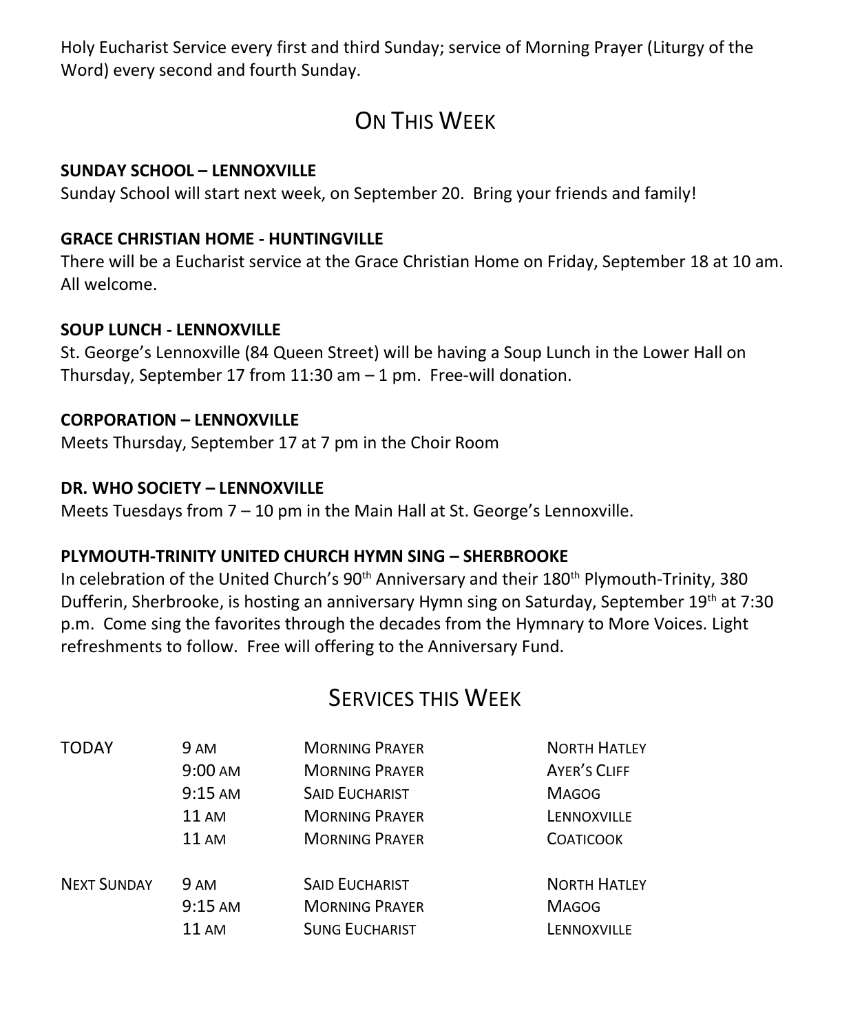Holy Eucharist Service every first and third Sunday; service of Morning Prayer (Liturgy of the Word) every second and fourth Sunday.

## On This Week

**SUNDAY SCHOOL – LENNOXVILLE**
Sunday School will start next week, on September 20. Bring your friends and family!

**GRACE CHRISTIAN HOME - HUNTINGVILLE**
There will be a Eucharist service at the Grace Christian Home on Friday, September 18 at 10 am. All welcome.

**SOUP LUNCH - LENNOXVILLE**
St. George's Lennoxville (84 Queen Street) will be having a Soup Lunch in the Lower Hall on Thursday, September 17 from 11:30 am – 1 pm. Free-will donation.

**CORPORATION – LENNOXVILLE**
Meets Thursday, September 17 at 7 pm in the Choir Room

**DR. WHO SOCIETY – LENNOXVILLE**
Meets Tuesdays from 7 – 10 pm in the Main Hall at St. George's Lennoxville.

**PLYMOUTH-TRINITY UNITED CHURCH HYMN SING – SHERBROOKE**
In celebration of the United Church's 90th Anniversary and their 180th Plymouth-Trinity, 380 Dufferin, Sherbrooke, is hosting an anniversary Hymn sing on Saturday, September 19th at 7:30 p.m. Come sing the favorites through the decades from the Hymnary to More Voices. Light refreshments to follow. Free will offering to the Anniversary Fund.

## Services this Week

| | | | |
|---|---|---|---|
| TODAY | 9 AM | MORNING PRAYER | NORTH HATLEY |
| | 9:00 AM | MORNING PRAYER | AYER'S CLIFF |
| | 9:15 AM | SAID EUCHARIST | MAGOG |
| | 11 AM | MORNING PRAYER | LENNOXVILLE |
| | 11 AM | MORNING PRAYER | COATICOOK |
| NEXT SUNDAY | 9 AM | SAID EUCHARIST | NORTH HATLEY |
| | 9:15 AM | MORNING PRAYER | MAGOG |
| | 11 AM | SUNG EUCHARIST | LENNOXVILLE |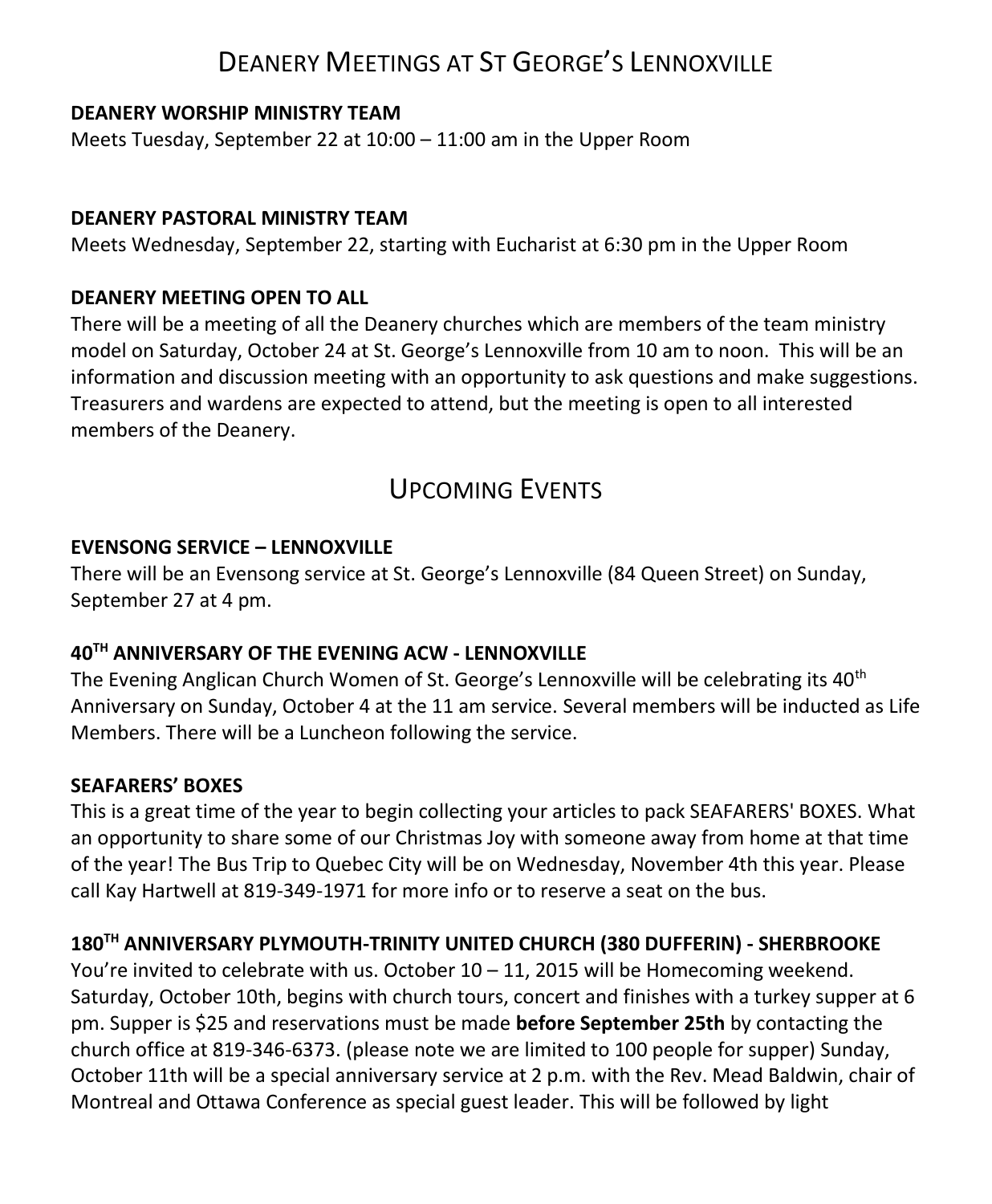# Deanery Meetings at St George's Lennoxville

**DEANERY WORSHIP MINISTRY TEAM**

Meets Tuesday, September 22 at 10:00 – 11:00 am in the Upper Room

**DEANERY PASTORAL MINISTRY TEAM**

Meets Wednesday, September 22, starting with Eucharist at 6:30 pm in the Upper Room

**DEANERY MEETING OPEN TO ALL**

There will be a meeting of all the Deanery churches which are members of the team ministry model on Saturday, October 24 at St. George's Lennoxville from 10 am to noon. This will be an information and discussion meeting with an opportunity to ask questions and make suggestions. Treasurers and wardens are expected to attend, but the meeting is open to all interested members of the Deanery.

# Upcoming Events

**EVENSONG SERVICE – LENNOXVILLE**

There will be an Evensong service at St. George's Lennoxville (84 Queen Street) on Sunday, September 27 at 4 pm.

**40TH ANNIVERSARY OF THE EVENING ACW - LENNOXVILLE**

The Evening Anglican Church Women of St. George's Lennoxville will be celebrating its 40th Anniversary on Sunday, October 4 at the 11 am service. Several members will be inducted as Life Members. There will be a Luncheon following the service.

**SEAFARERS' BOXES**

This is a great time of the year to begin collecting your articles to pack SEAFARERS' BOXES. What an opportunity to share some of our Christmas Joy with someone away from home at that time of the year! The Bus Trip to Quebec City will be on Wednesday, November 4th this year. Please call Kay Hartwell at 819-349-1971 for more info or to reserve a seat on the bus.

**180TH ANNIVERSARY PLYMOUTH-TRINITY UNITED CHURCH (380 DUFFERIN) - SHERBROOKE**

You're invited to celebrate with us. October 10 – 11, 2015 will be Homecoming weekend. Saturday, October 10th, begins with church tours, concert and finishes with a turkey supper at 6 pm. Supper is $25 and reservations must be made **before September 25th** by contacting the church office at 819-346-6373. (please note we are limited to 100 people for supper) Sunday, October 11th will be a special anniversary service at 2 p.m. with the Rev. Mead Baldwin, chair of Montreal and Ottawa Conference as special guest leader. This will be followed by light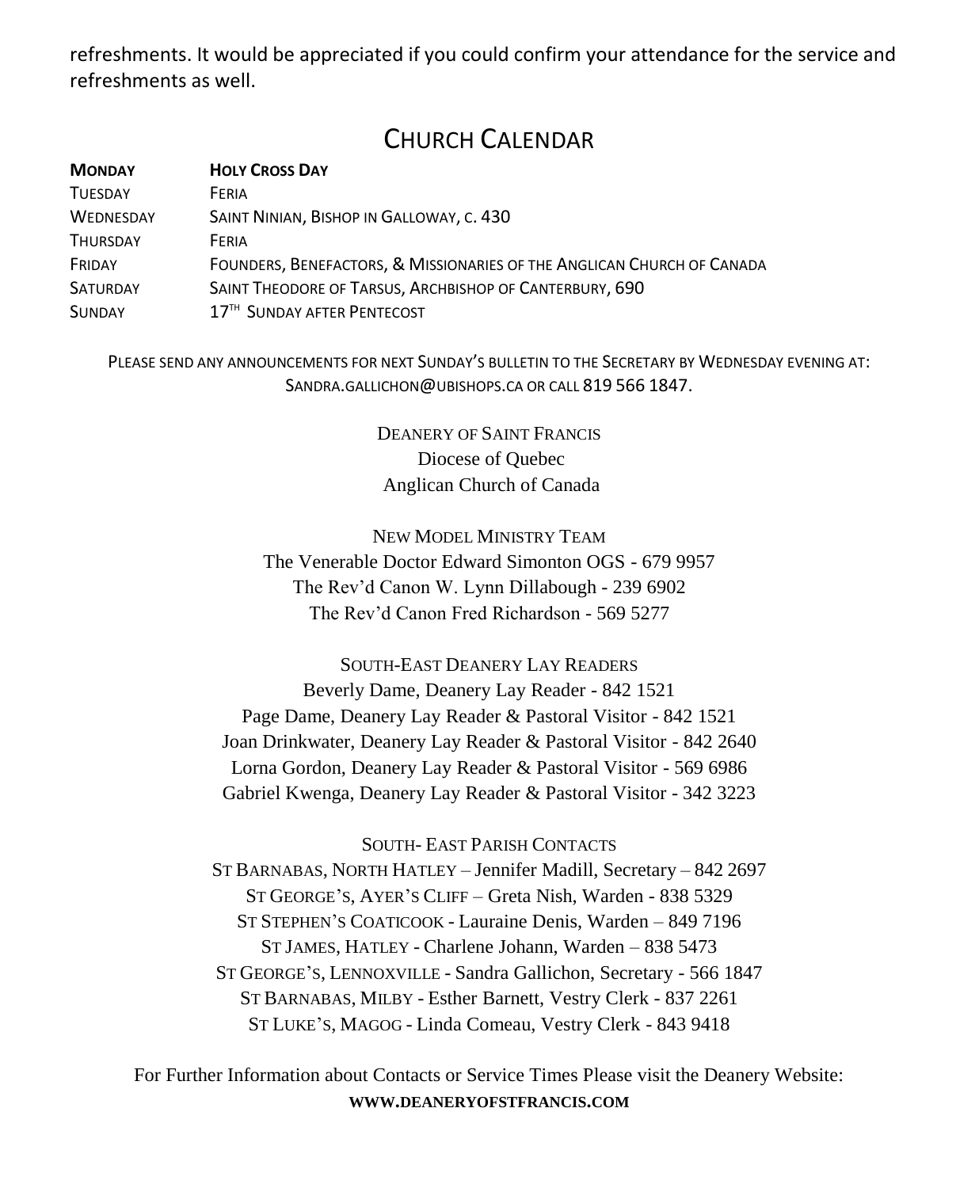refreshments. It would be appreciated if you could confirm your attendance for the service and refreshments as well.

## CHURCH CALENDAR

| | |
|---|---|
| **MONDAY** | **HOLY CROSS DAY** |
| TUESDAY | FERIA |
| WEDNESDAY | SAINT NINIAN, BISHOP IN GALLOWAY, C. 430 |
| THURSDAY | FERIA |
| FRIDAY | FOUNDERS, BENEFACTORS, & MISSIONARIES OF THE ANGLICAN CHURCH OF CANADA |
| SATURDAY | SAINT THEODORE OF TARSUS, ARCHBISHOP OF CANTERBURY, 690 |
| SUNDAY | 17TH SUNDAY AFTER PENTECOST |

PLEASE SEND ANY ANNOUNCEMENTS FOR NEXT SUNDAY'S BULLETIN TO THE SECRETARY BY WEDNESDAY EVENING AT: SANDRA.GALLICHON@UBISHOPS.CA OR CALL 819 566 1847.

DEANERY OF SAINT FRANCIS
Diocese of Quebec
Anglican Church of Canada

NEW MODEL MINISTRY TEAM
The Venerable Doctor Edward Simonton OGS - 679 9957
The Rev'd Canon W. Lynn Dillabough - 239 6902
The Rev'd Canon Fred Richardson - 569 5277

SOUTH-EAST DEANERY LAY READERS
Beverly Dame, Deanery Lay Reader - 842 1521
Page Dame, Deanery Lay Reader & Pastoral Visitor - 842 1521
Joan Drinkwater, Deanery Lay Reader & Pastoral Visitor - 842 2640
Lorna Gordon, Deanery Lay Reader & Pastoral Visitor - 569 6986
Gabriel Kwenga, Deanery Lay Reader & Pastoral Visitor - 342 3223

SOUTH- EAST PARISH CONTACTS
ST BARNABAS, NORTH HATLEY – Jennifer Madill, Secretary – 842 2697
ST GEORGE'S, AYER'S CLIFF – Greta Nish, Warden - 838 5329
ST STEPHEN'S COATICOOK - Lauraine Denis, Warden – 849 7196
ST JAMES, HATLEY - Charlene Johann, Warden – 838 5473
ST GEORGE'S, LENNOXVILLE - Sandra Gallichon, Secretary - 566 1847
ST BARNABAS, MILBY - Esther Barnett, Vestry Clerk - 837 2261
ST LUKE'S, MAGOG - Linda Comeau, Vestry Clerk - 843 9418

For Further Information about Contacts or Service Times Please visit the Deanery Website:
**WWW.DEANERYOFSTFRANCIS.COM**